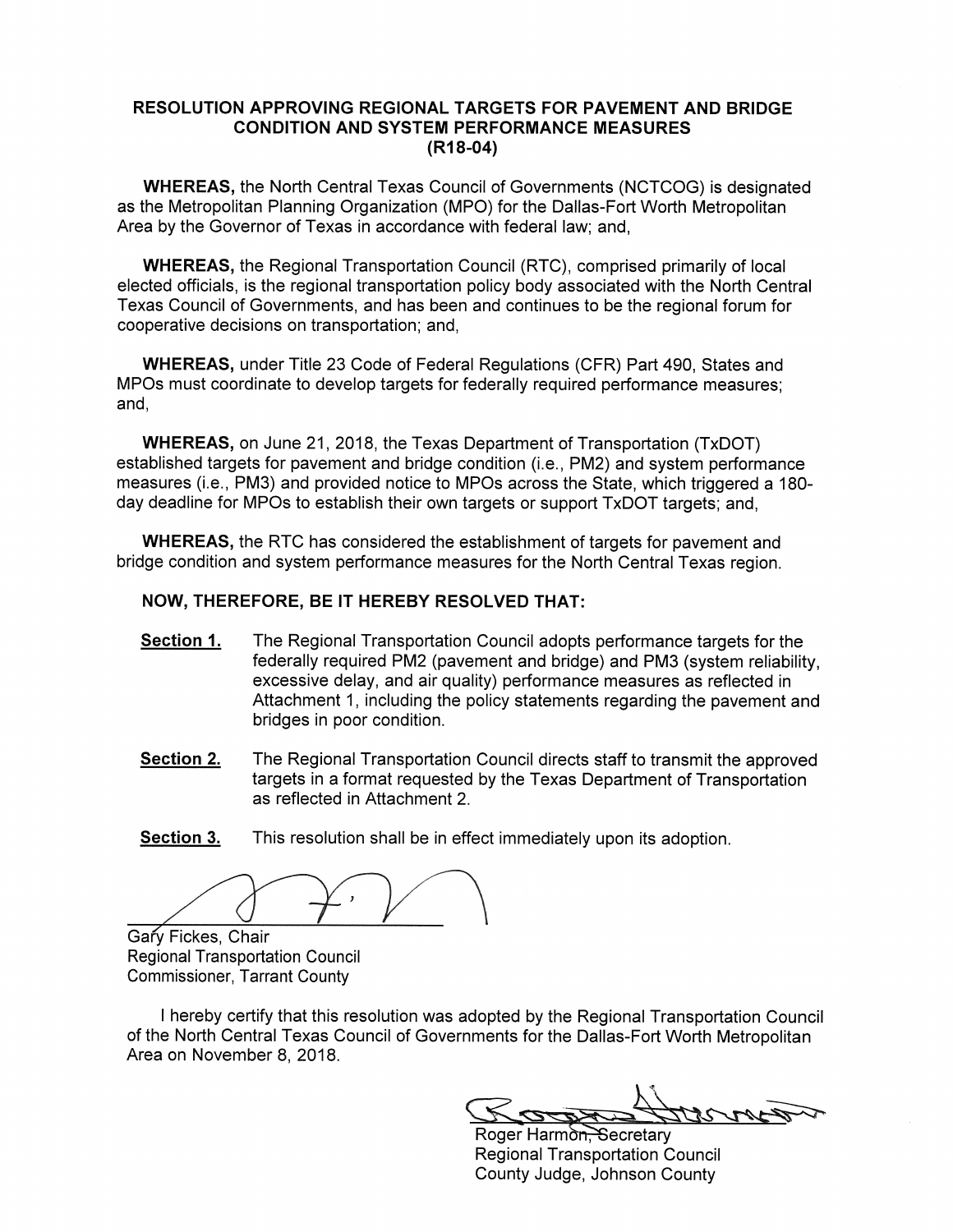# RESOLUTION APPROVING REGIONAL TARGETS FOR PAVEMENT AND BRIDGE CONDITION AND SYSTEM PERFORMANCE MEASURES (R18-04)

**WHEREAS,** the North Central Texas Council of Governments (NCTCOG) is designated as the Metropolitan Planning Organization (MPO) for the Dallas-Fort Worth Metropolitan Area by the Governor of Texas in accordance with federal law; and,

**WHEREAS,** the Regional Transportation Council (RTC), comprised primarily of local elected officials, is the regional transportation policy body associated with the North Central Texas Council of Governments, and has been and continues to be the regional forum for cooperative decisions on transportation; and,

**WHEREAS,** under Title 23 Code of Federal Regulations (CFR) Part 490, States and MPOs must coordinate to develop targets for federally required performance measures; and,

**WHEREAS,** on June 21, 2018, the Texas Department of Transportation (TxDOT) established targets for pavement and bridge condition (i.e., PM2) and system performance measures (i.e., PM3) and provided notice to MPOs across the State, which triggered a 180-day deadline for MPOs to establish their own targets or support TxDOT targets; and,

**WHEREAS,** the RTC has considered the establishment of targets for pavement and bridge condition and system performance measures for the North Central Texas region.

**NOW, THEREFORE, BE IT HEREBY RESOLVED THAT:**

**Section 1.** The Regional Transportation Council adopts performance targets for the federally required PM2 (pavement and bridge) and PM3 (system reliability, excessive delay, and air quality) performance measures as reflected in Attachment 1, including the policy statements regarding the pavement and bridges in poor condition.

**Section 2.** The Regional Transportation Council directs staff to transmit the approved targets in a format requested by the Texas Department of Transportation as reflected in Attachment 2.

**Section 3.** This resolution shall be in effect immediately upon its adoption.

Gary Fickes, Chair
Regional Transportation Council
Commissioner, Tarrant County

I hereby certify that this resolution was adopted by the Regional Transportation Council of the North Central Texas Council of Governments for the Dallas-Fort Worth Metropolitan Area on November 8, 2018.

Roger Harmon, Secretary
Regional Transportation Council
County Judge, Johnson County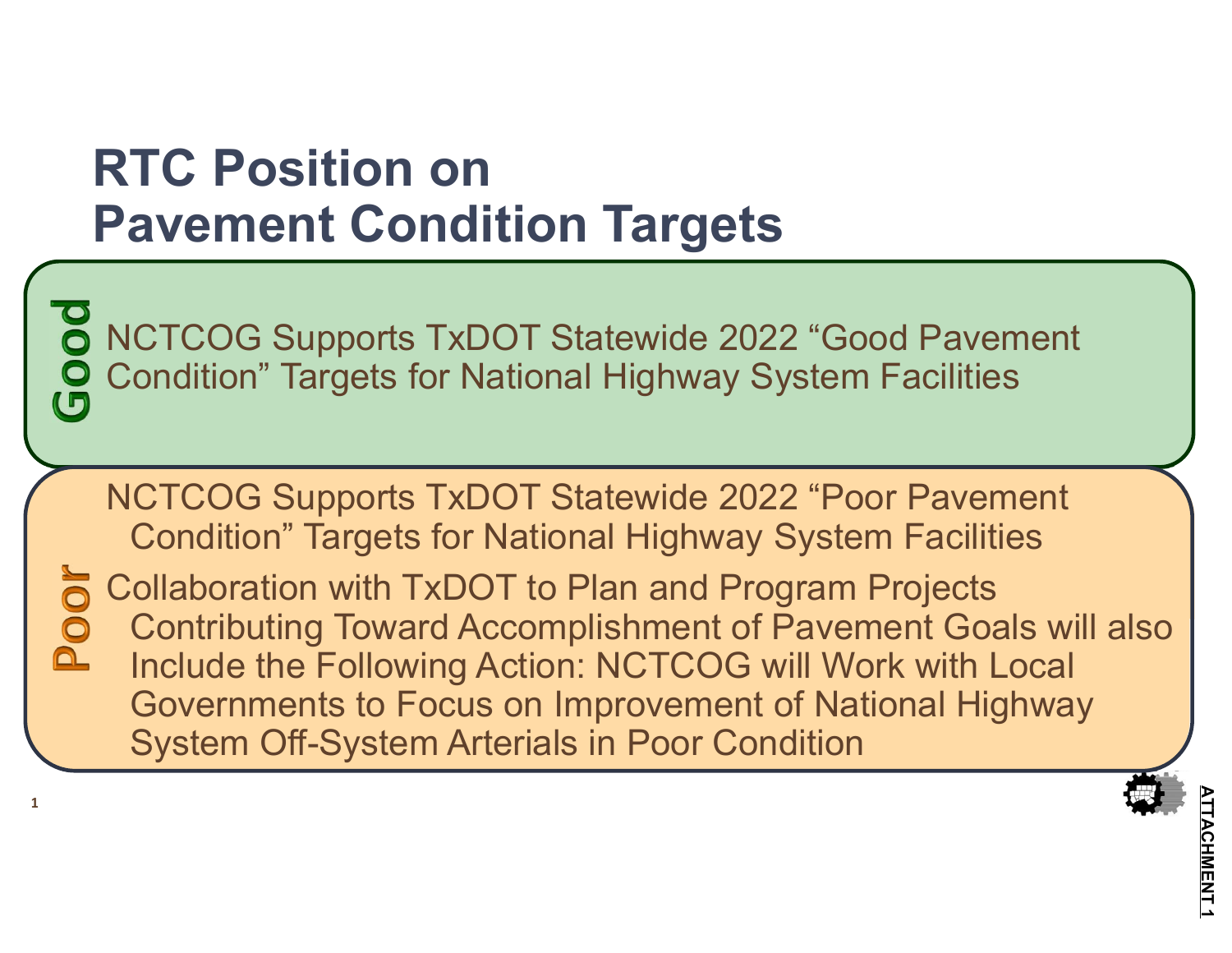# RTC Position on Pavement Condition Targets

**Good**

NCTCOG Supports TxDOT Statewide 2022 "Good Pavement Condition" Targets for National Highway System Facilities

**Poor**

NCTCOG Supports TxDOT Statewide 2022 "Poor Pavement Condition" Targets for National Highway System Facilities

Collaboration with TxDOT to Plan and Program Projects Contributing Toward Accomplishment of Pavement Goals will also Include the Following Action: NCTCOG will Work with Local Governments to Focus on Improvement of National Highway System Off-System Arterials in Poor Condition

ATTACHMENT 1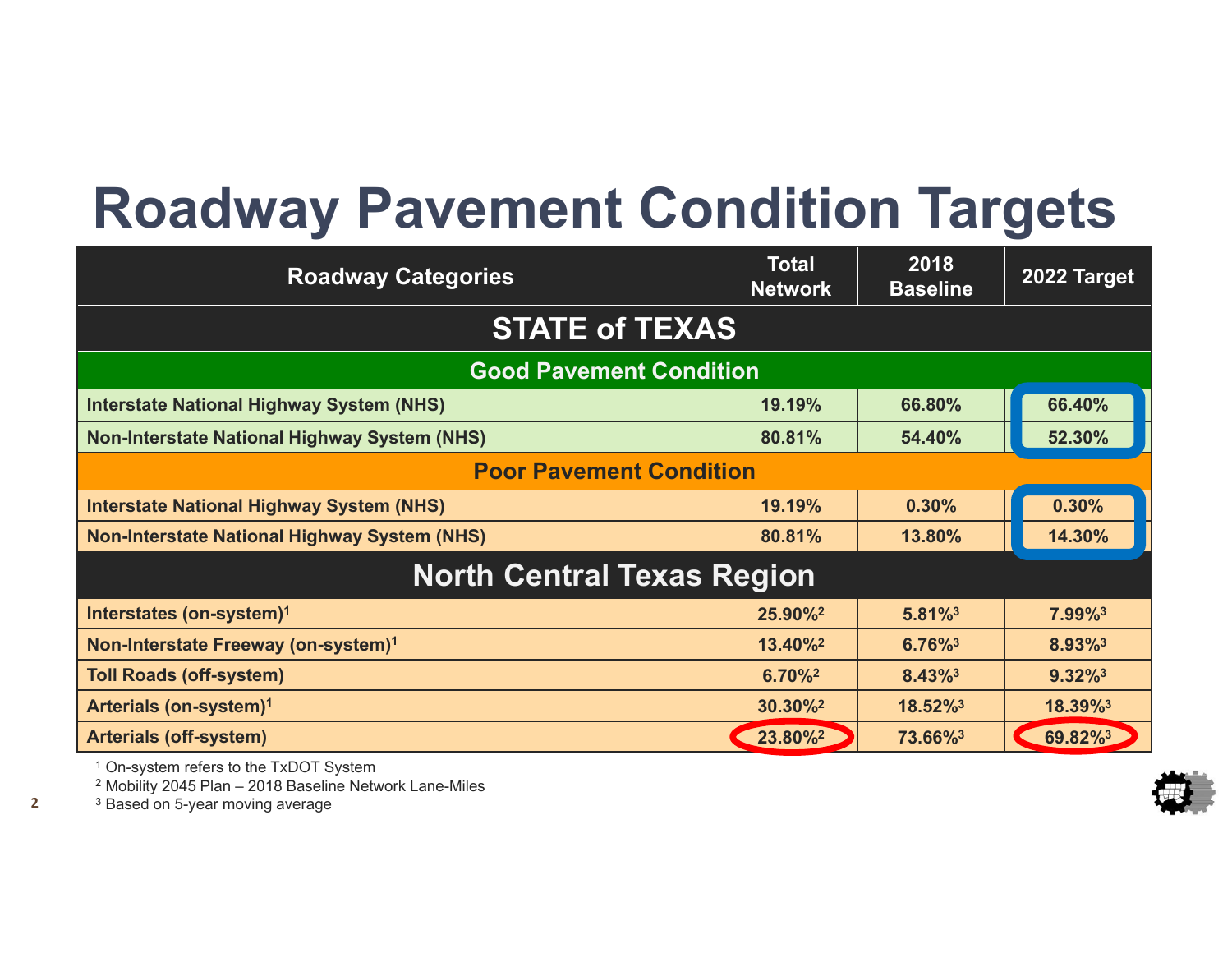# Roadway Pavement Condition Targets

| Roadway Categories | Total Network | 2018 Baseline | 2022 Target |
|---|---|---|---|
| **STATE of TEXAS** | | | |
| **Good Pavement Condition** | | | |
| Interstate National Highway System (NHS) | 19.19% | 66.80% | 66.40% |
| Non-Interstate National Highway System (NHS) | 80.81% | 54.40% | 52.30% |
| **Poor Pavement Condition** | | | |
| Interstate National Highway System (NHS) | 19.19% | 0.30% | 0.30% |
| Non-Interstate National Highway System (NHS) | 80.81% | 13.80% | 14.30% |
| **North Central Texas Region** | | | |
| Interstates (on-system)[1] | 25.90%[2] | 5.81%[3] | 7.99%[3] |
| Non-Interstate Freeway (on-system)[1] | 13.40%[2] | 6.76%[3] | 8.93%[3] |
| Toll Roads (off-system) | 6.70%[2] | 8.43%[3] | 9.32%[3] |
| Arterials (on-system)[1] | 30.30%[2] | 18.52%[3] | 18.39%[3] |
| Arterials (off-system) | 23.80%[2] | 73.66%[3] | 69.82%[3] |

[1] On-system refers to the TxDOT System

[2] Mobility 2045 Plan – 2018 Baseline Network Lane-Miles

[3] Based on 5-year moving average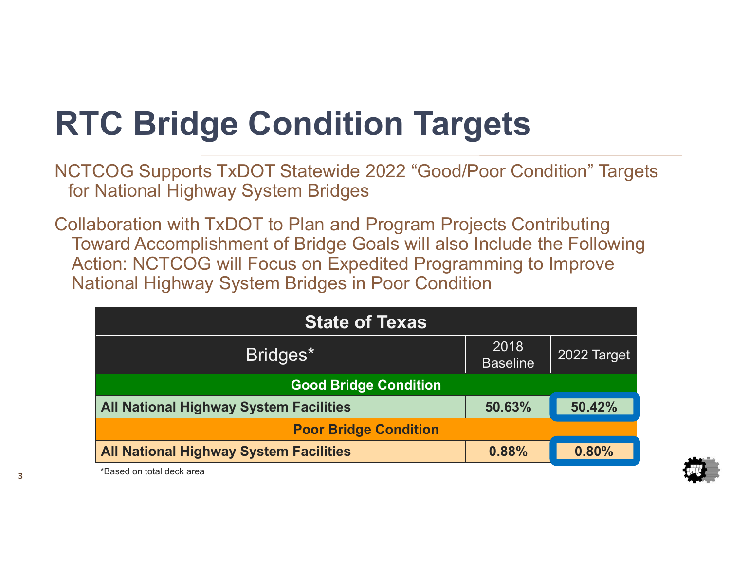# RTC Bridge Condition Targets

NCTCOG Supports TxDOT Statewide 2022 "Good/Poor Condition" Targets for National Highway System Bridges

Collaboration with TxDOT to Plan and Program Projects Contributing Toward Accomplishment of Bridge Goals will also Include the Following Action: NCTCOG will Focus on Expedited Programming to Improve National Highway System Bridges in Poor Condition

| State of Texas | | |
|---|---|---|
| Bridges* | 2018 Baseline | 2022 Target |
| **Good Bridge Condition** | | |
| **All National Highway System Facilities** | **50.63%** | **50.42%** |
| **Poor Bridge Condition** | | |
| **All National Highway System Facilities** | **0.88%** | **0.80%** |

*Based on total deck area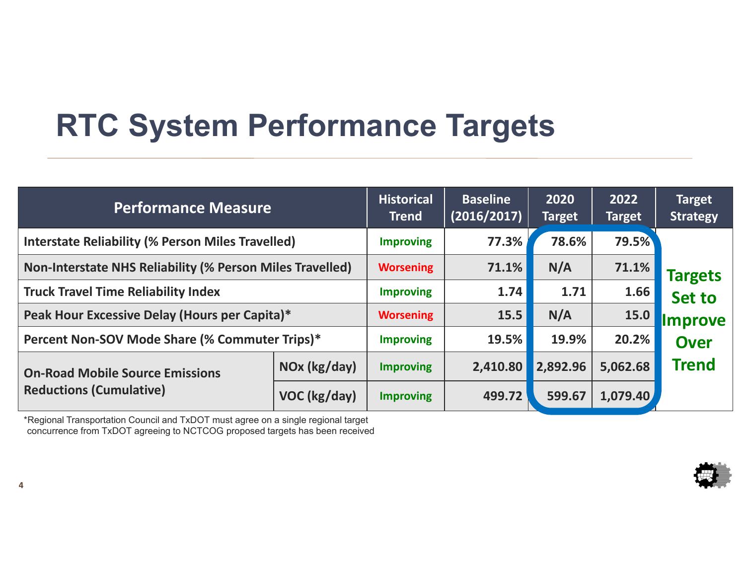# RTC System Performance Targets

| Performance Measure | | Historical Trend | Baseline (2016/2017) | 2020 Target | 2022 Target | Target Strategy |
|---|---|---|---|---|---|---|
| Interstate Reliability (% Person Miles Travelled) | | Improving | 77.3% | 78.6% | 79.5% | Targets Set to Improve Over Trend |
| Non-Interstate NHS Reliability (% Person Miles Travelled) | | Worsening | 71.1% | N/A | 71.1% | |
| Truck Travel Time Reliability Index | | Improving | 1.74 | 1.71 | 1.66 | |
| Peak Hour Excessive Delay (Hours per Capita)* | | Worsening | 15.5 | N/A | 15.0 | |
| Percent Non-SOV Mode Share (% Commuter Trips)* | | Improving | 19.5% | 19.9% | 20.2% | |
| On-Road Mobile Source Emissions Reductions (Cumulative) | NOx (kg/day) | Improving | 2,410.80 | 2,892.96 | 5,062.68 | |
| | VOC (kg/day) | Improving | 499.72 | 599.67 | 1,079.40 | |

*Regional Transportation Council and TxDOT must agree on a single regional target concurrence from TxDOT agreeing to NCTCOG proposed targets has been received